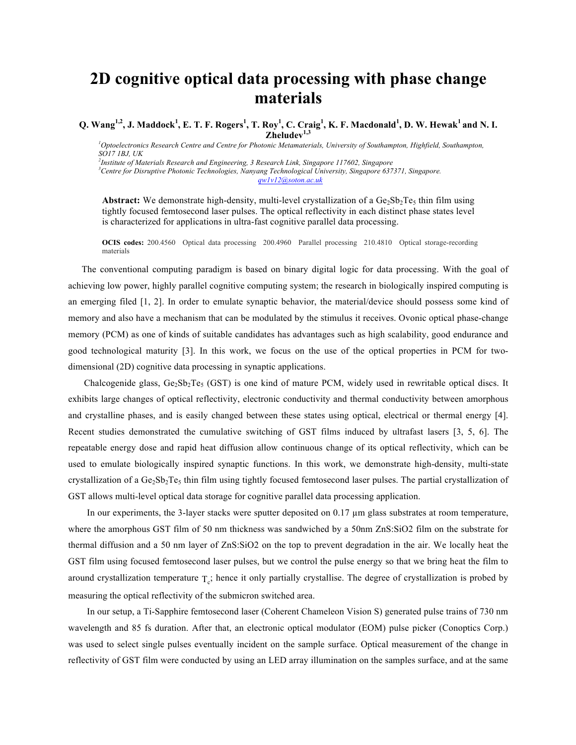# 2D cognitive optical data processing with phase change materials

**Q. Wang[1,2], J. Maddock[1], E. T. F. Rogers[1], T. Roy[1], C. Craig[1], K. F. Macdonald[1], D. W. Hewak[1] and N. I. Zheludev[1,3]**

[1]*Optoelectronics Research Centre and Centre for Photonic Metamaterials, University of Southampton, Highfield, Southampton, SO17 1BJ, UK*
[2]*Institute of Materials Research and Engineering, 3 Research Link, Singapore 117602, Singapore*
[3]*Centre for Disruptive Photonic Technologies, Nanyang Technological University, Singapore 637371, Singapore.*
qw1v12@soton.ac.uk

**Abstract:** We demonstrate high-density, multi-level crystallization of a $Ge_2Sb_2Te_5$ thin film using tightly focused femtosecond laser pulses. The optical reflectivity in each distinct phase states level is characterized for applications in ultra-fast cognitive parallel data processing.

**OCIS codes:** 200.4560 Optical data processing 200.4960 Parallel processing 210.4810 Optical storage-recording materials

The conventional computing paradigm is based on binary digital logic for data processing. With the goal of achieving low power, highly parallel cognitive computing system; the research in biologically inspired computing is an emerging filed [1, 2]. In order to emulate synaptic behavior, the material/device should possess some kind of memory and also have a mechanism that can be modulated by the stimulus it receives. Ovonic optical phase-change memory (PCM) as one of kinds of suitable candidates has advantages such as high scalability, good endurance and good technological maturity [3]. In this work, we focus on the use of the optical properties in PCM for two-dimensional (2D) cognitive data processing in synaptic applications.

Chalcogenide glass, $Ge_2Sb_2Te_5$ (GST) is one kind of mature PCM, widely used in rewritable optical discs. It exhibits large changes of optical reflectivity, electronic conductivity and thermal conductivity between amorphous and crystalline phases, and is easily changed between these states using optical, electrical or thermal energy [4]. Recent studies demonstrated the cumulative switching of GST films induced by ultrafast lasers [3, 5, 6]. The repeatable energy dose and rapid heat diffusion allow continuous change of its optical reflectivity, which can be used to emulate biologically inspired synaptic functions. In this work, we demonstrate high-density, multi-state crystallization of a $Ge_2Sb_2Te_5$ thin film using tightly focused femtosecond laser pulses. The partial crystallization of GST allows multi-level optical data storage for cognitive parallel data processing application.

In our experiments, the 3-layer stacks were sputter deposited on 0.17 µm glass substrates at room temperature, where the amorphous GST film of 50 nm thickness was sandwiched by a 50nm ZnS:SiO2 film on the substrate for thermal diffusion and a 50 nm layer of ZnS:SiO2 on the top to prevent degradation in the air. We locally heat the GST film using focused femtosecond laser pulses, but we control the pulse energy so that we bring heat the film to around crystallization temperature $T_c$; hence it only partially crystallise. The degree of crystallization is probed by measuring the optical reflectivity of the submicron switched area.

In our setup, a Ti-Sapphire femtosecond laser (Coherent Chameleon Vision S) generated pulse trains of 730 nm wavelength and 85 fs duration. After that, an electronic optical modulator (EOM) pulse picker (Conoptics Corp.) was used to select single pulses eventually incident on the sample surface. Optical measurement of the change in reflectivity of GST film were conducted by using an LED array illumination on the samples surface, and at the same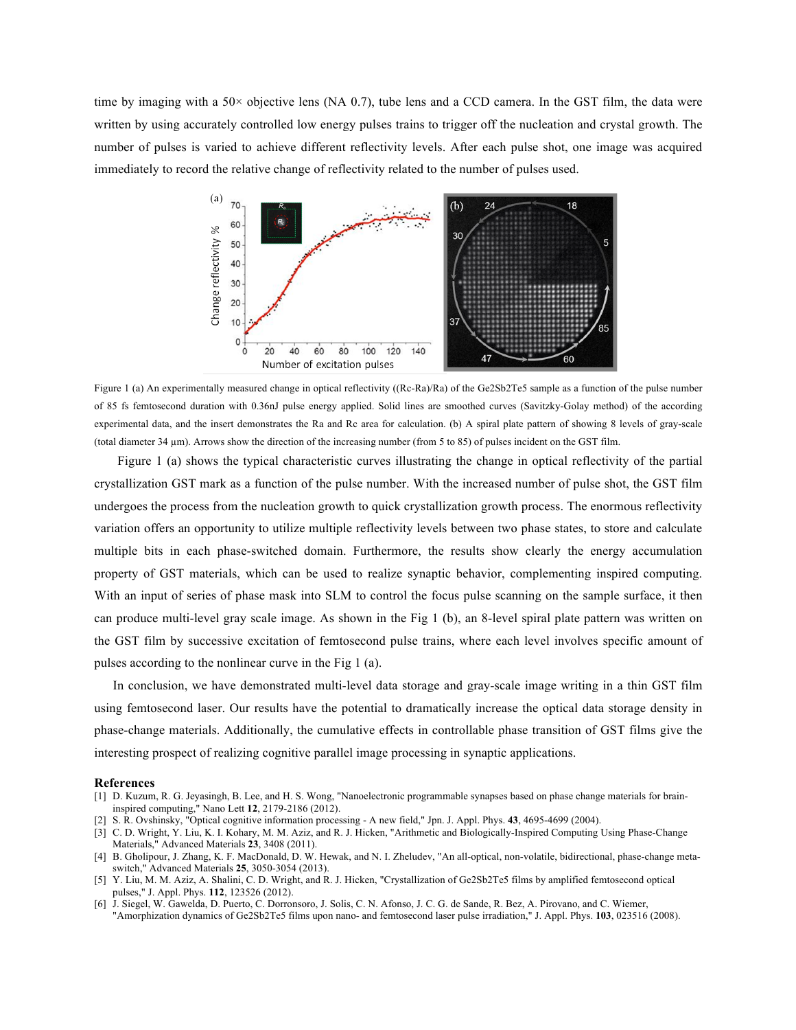time by imaging with a 50× objective lens (NA 0.7), tube lens and a CCD camera. In the GST film, the data were written by using accurately controlled low energy pulses trains to trigger off the nucleation and crystal growth. The number of pulses is varied to achieve different reflectivity levels. After each pulse shot, one image was acquired immediately to record the relative change of reflectivity related to the number of pulses used.

(a)

Change reflectivity %

0
10
20
30
40
50
60
70

0 20 40 60 80 100 120 140

Number of excitation pulses

$R_a$

$R_c$

(b)

24 18 30 5 37 85 47 60

Figure 1 (a) An experimentally measured change in optical reflectivity ((Rc-Ra)/Ra) of the $Ge_2Sb_2Te_5$ sample as a function of the pulse number of 85 fs femtosecond duration with 0.36nJ pulse energy applied. Solid lines are smoothed curves (Savitzky-Golay method) of the according experimental data, and the insert demonstrates the Ra and Rc area for calculation. (b) A spiral plate pattern of showing 8 levels of gray-scale (total diameter 34 µm). Arrows show the direction of the increasing number (from 5 to 85) of pulses incident on the GST film.

Figure 1 (a) shows the typical characteristic curves illustrating the change in optical reflectivity of the partial crystallization GST mark as a function of the pulse number. With the increased number of pulse shot, the GST film undergoes the process from the nucleation growth to quick crystallization growth process. The enormous reflectivity variation offers an opportunity to utilize multiple reflectivity levels between two phase states, to store and calculate multiple bits in each phase-switched domain. Furthermore, the results show clearly the energy accumulation property of GST materials, which can be used to realize synaptic behavior, complementing inspired computing. With an input of series of phase mask into SLM to control the focus pulse scanning on the sample surface, it then can produce multi-level gray scale image. As shown in the Fig 1 (b), an 8-level spiral plate pattern was written on the GST film by successive excitation of femtosecond pulse trains, where each level involves specific amount of pulses according to the nonlinear curve in the Fig 1 (a).

In conclusion, we have demonstrated multi-level data storage and gray-scale image writing in a thin GST film using femtosecond laser. Our results have the potential to dramatically increase the optical data storage density in phase-change materials. Additionally, the cumulative effects in controllable phase transition of GST films give the interesting prospect of realizing cognitive parallel image processing in synaptic applications.

## References

[1] D. Kuzum, R. G. Jeyasingh, B. Lee, and H. S. Wong, "Nanoelectronic programmable synapses based on phase change materials for brain-inspired computing," Nano Lett **12**, 2179-2186 (2012).

[2] S. R. Ovshinsky, "Optical cognitive information processing - A new field," Jpn. J. Appl. Phys. **43**, 4695-4699 (2004).

[3] C. D. Wright, Y. Liu, K. I. Kohary, M. M. Aziz, and R. J. Hicken, "Arithmetic and Biologically-Inspired Computing Using Phase-Change Materials," Advanced Materials **23**, 3408 (2011).

[4] B. Gholipour, J. Zhang, K. F. MacDonald, D. W. Hewak, and N. I. Zheludev, "An all-optical, non-volatile, bidirectional, phase-change meta-switch," Advanced Materials **25**, 3050-3054 (2013).

[5] Y. Liu, M. M. Aziz, A. Shalini, C. D. Wright, and R. J. Hicken, "Crystallization of $Ge_2Sb_2Te_5$ films by amplified femtosecond optical pulses," J. Appl. Phys. **112**, 123526 (2012).

[6] J. Siegel, W. Gawelda, D. Puerto, C. Dorronsoro, J. Solis, C. N. Afonso, J. C. G. de Sande, R. Bez, A. Pirovano, and C. Wiemer, "Amorphization dynamics of $Ge_2Sb_2Te_5$ films upon nano- and femtosecond laser pulse irradiation," J. Appl. Phys. **103**, 023516 (2008).